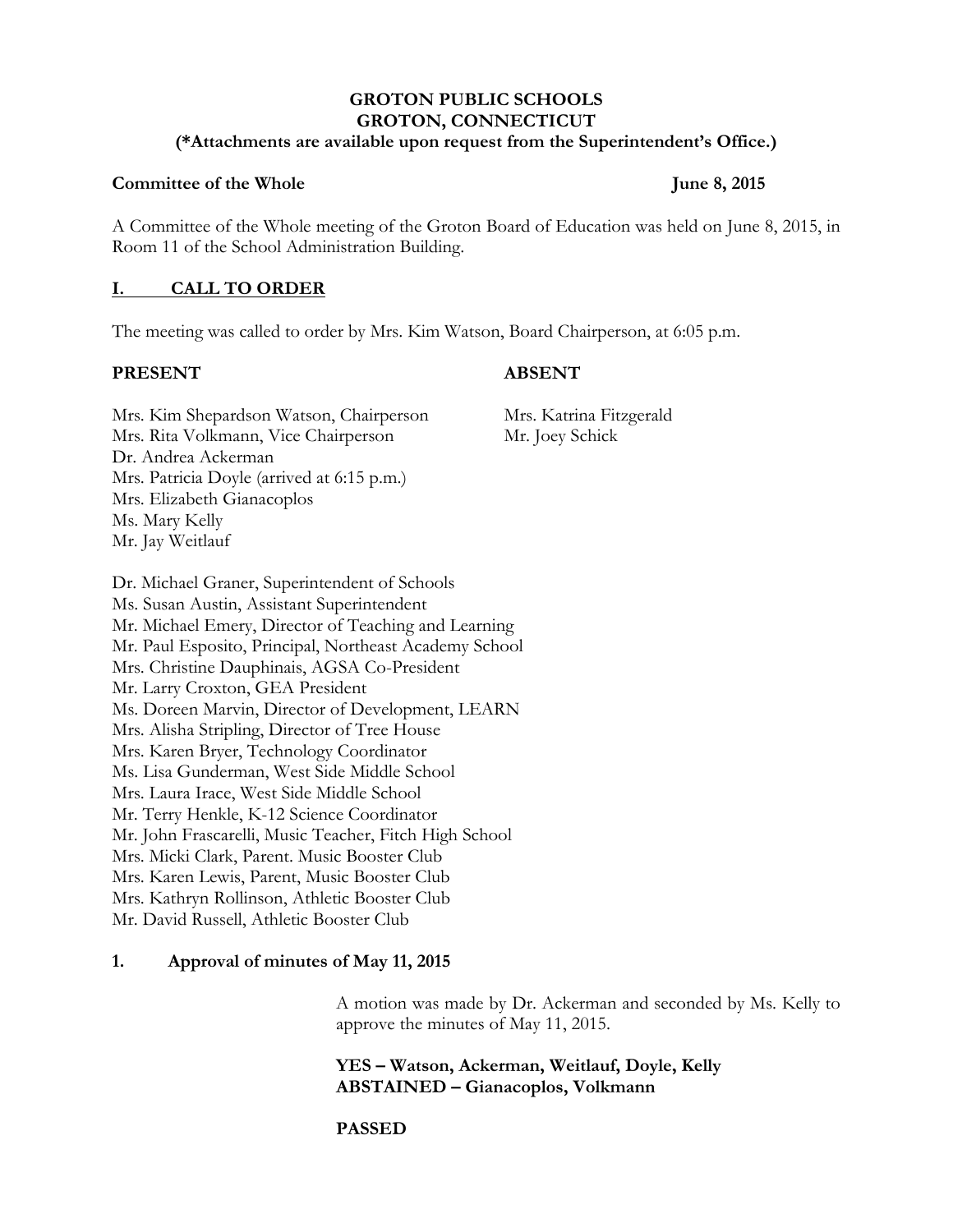**GROTON PUBLIC SCHOOLS**
**GROTON, CONNECTICUT**
**(*Attachments are available upon request from the Superintendent's Office.)**

**Committee of the Whole** **June 8, 2015**

A Committee of the Whole meeting of the Groton Board of Education was held on June 8, 2015, in Room 11 of the School Administration Building.

## I. CALL TO ORDER

The meeting was called to order by Mrs. Kim Watson, Board Chairperson, at 6:05 p.m.

**PRESENT**

Mrs. Kim Shepardson Watson, Chairperson
Mrs. Rita Volkmann, Vice Chairperson
Dr. Andrea Ackerman
Mrs. Patricia Doyle (arrived at 6:15 p.m.)
Mrs. Elizabeth Gianacoplos
Ms. Mary Kelly
Mr. Jay Weitlauf

**ABSENT**

Mrs. Katrina Fitzgerald
Mr. Joey Schick

Dr. Michael Graner, Superintendent of Schools
Ms. Susan Austin, Assistant Superintendent
Mr. Michael Emery, Director of Teaching and Learning
Mr. Paul Esposito, Principal, Northeast Academy School
Mrs. Christine Dauphinais, AGSA Co-President
Mr. Larry Croxton, GEA President
Ms. Doreen Marvin, Director of Development, LEARN
Mrs. Alisha Stripling, Director of Tree House
Mrs. Karen Bryer, Technology Coordinator
Ms. Lisa Gunderman, West Side Middle School
Mrs. Laura Irace, West Side Middle School
Mr. Terry Henkle, K-12 Science Coordinator
Mr. John Frascarelli, Music Teacher, Fitch High School
Mrs. Micki Clark, Parent. Music Booster Club
Mrs. Karen Lewis, Parent, Music Booster Club
Mrs. Kathryn Rollinson, Athletic Booster Club
Mr. David Russell, Athletic Booster Club

### 1. Approval of minutes of May 11, 2015

A motion was made by Dr. Ackerman and seconded by Ms. Kelly to approve the minutes of May 11, 2015.

**YES – Watson, Ackerman, Weitlauf, Doyle, Kelly**
**ABSTAINED – Gianacoplos, Volkmann**

**PASSED**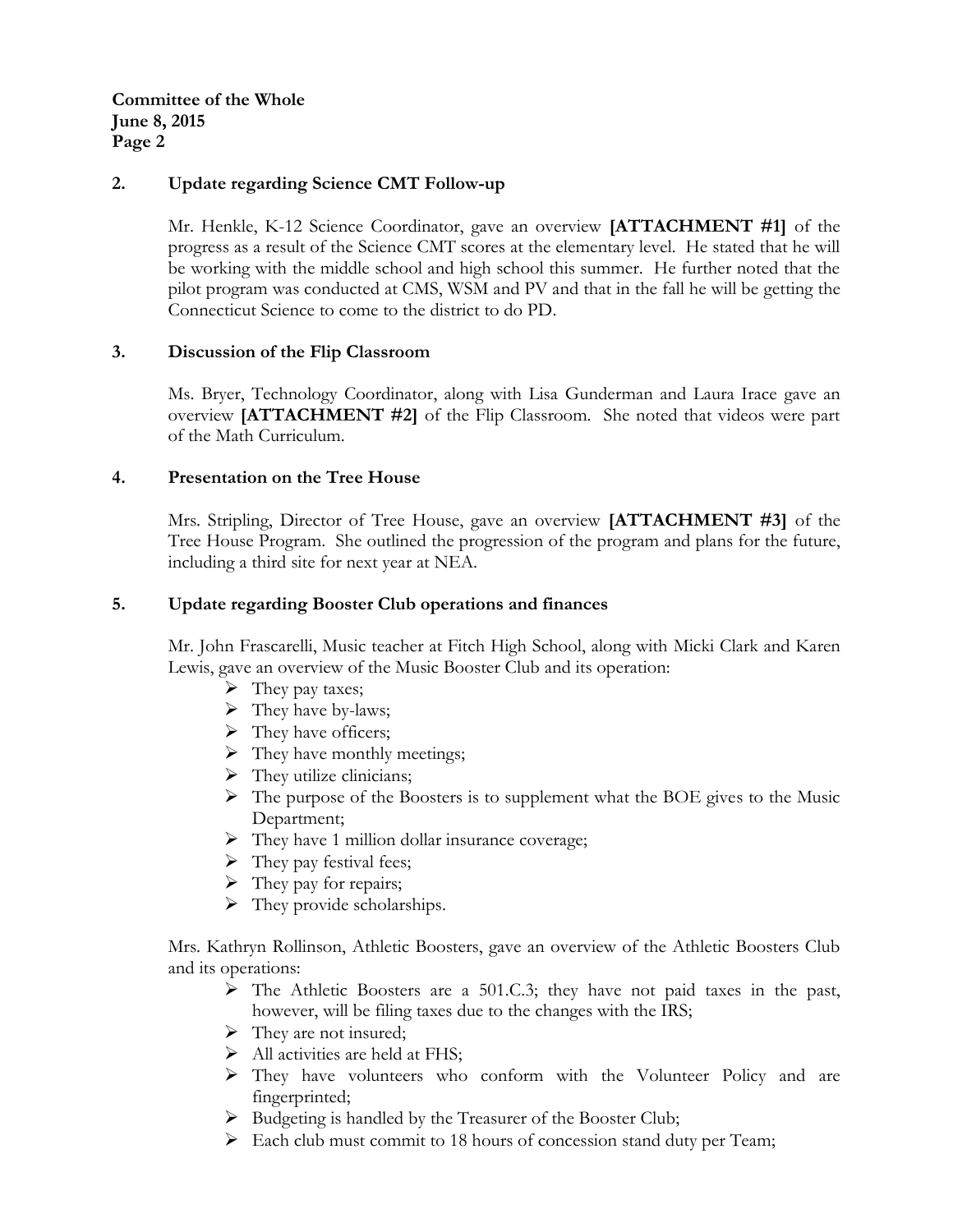**2. Update regarding Science CMT Follow-up**

Mr. Henkle, K-12 Science Coordinator, gave an overview **[ATTACHMENT #1]** of the progress as a result of the Science CMT scores at the elementary level. He stated that he will be working with the middle school and high school this summer. He further noted that the pilot program was conducted at CMS, WSM and PV and that in the fall he will be getting the Connecticut Science to come to the district to do PD.

**3. Discussion of the Flip Classroom**

Ms. Bryer, Technology Coordinator, along with Lisa Gunderman and Laura Irace gave an overview **[ATTACHMENT #2]** of the Flip Classroom. She noted that videos were part of the Math Curriculum.

**4. Presentation on the Tree House**

Mrs. Stripling, Director of Tree House, gave an overview **[ATTACHMENT #3]** of the Tree House Program. She outlined the progression of the program and plans for the future, including a third site for next year at NEA.

**5. Update regarding Booster Club operations and finances**

Mr. John Frascarelli, Music teacher at Fitch High School, along with Micki Clark and Karen Lewis, gave an overview of the Music Booster Club and its operation:

- They pay taxes;
- They have by-laws;
- They have officers;
- They have monthly meetings;
- They utilize clinicians;
- The purpose of the Boosters is to supplement what the BOE gives to the Music Department;
- They have 1 million dollar insurance coverage;
- They pay festival fees;
- They pay for repairs;
- They provide scholarships.

Mrs. Kathryn Rollinson, Athletic Boosters, gave an overview of the Athletic Boosters Club and its operations:

- The Athletic Boosters are a 501.C.3; they have not paid taxes in the past, however, will be filing taxes due to the changes with the IRS;
- They are not insured;
- All activities are held at FHS;
- They have volunteers who conform with the Volunteer Policy and are fingerprinted;
- Budgeting is handled by the Treasurer of the Booster Club;
- Each club must commit to 18 hours of concession stand duty per Team;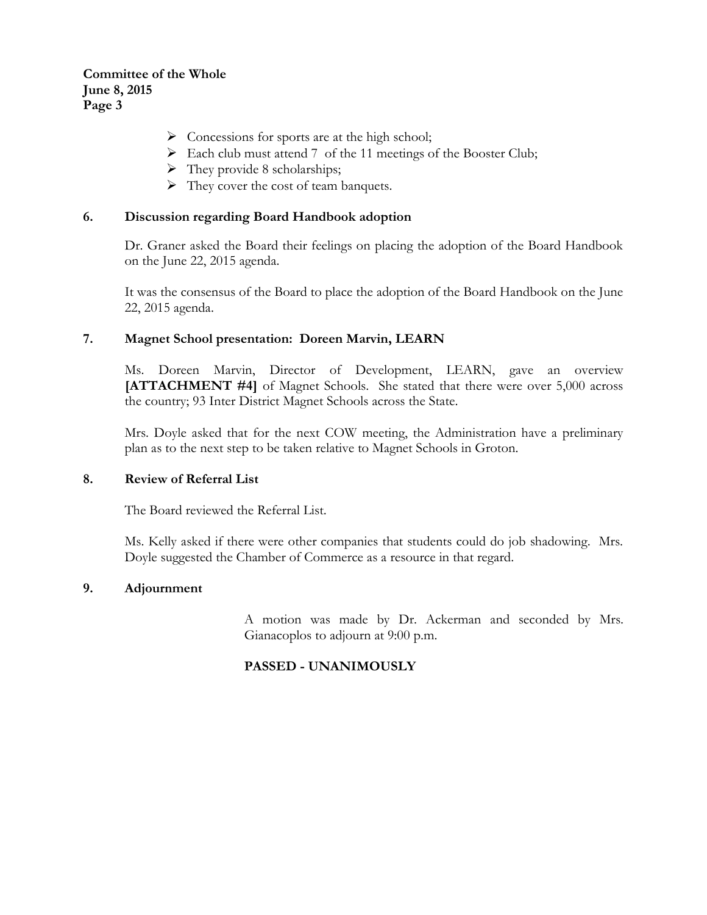- Concessions for sports are at the high school;
- Each club must attend 7 of the 11 meetings of the Booster Club;
- They provide 8 scholarships;
- They cover the cost of team banquets.

**6. Discussion regarding Board Handbook adoption**

Dr. Graner asked the Board their feelings on placing the adoption of the Board Handbook on the June 22, 2015 agenda.

It was the consensus of the Board to place the adoption of the Board Handbook on the June 22, 2015 agenda.

**7. Magnet School presentation: Doreen Marvin, LEARN**

Ms. Doreen Marvin, Director of Development, LEARN, gave an overview **[ATTACHMENT #4]** of Magnet Schools. She stated that there were over 5,000 across the country; 93 Inter District Magnet Schools across the State.

Mrs. Doyle asked that for the next COW meeting, the Administration have a preliminary plan as to the next step to be taken relative to Magnet Schools in Groton.

**8. Review of Referral List**

The Board reviewed the Referral List.

Ms. Kelly asked if there were other companies that students could do job shadowing. Mrs. Doyle suggested the Chamber of Commerce as a resource in that regard.

**9. Adjournment**

A motion was made by Dr. Ackerman and seconded by Mrs. Gianacoplos to adjourn at 9:00 p.m.

**PASSED - UNANIMOUSLY**